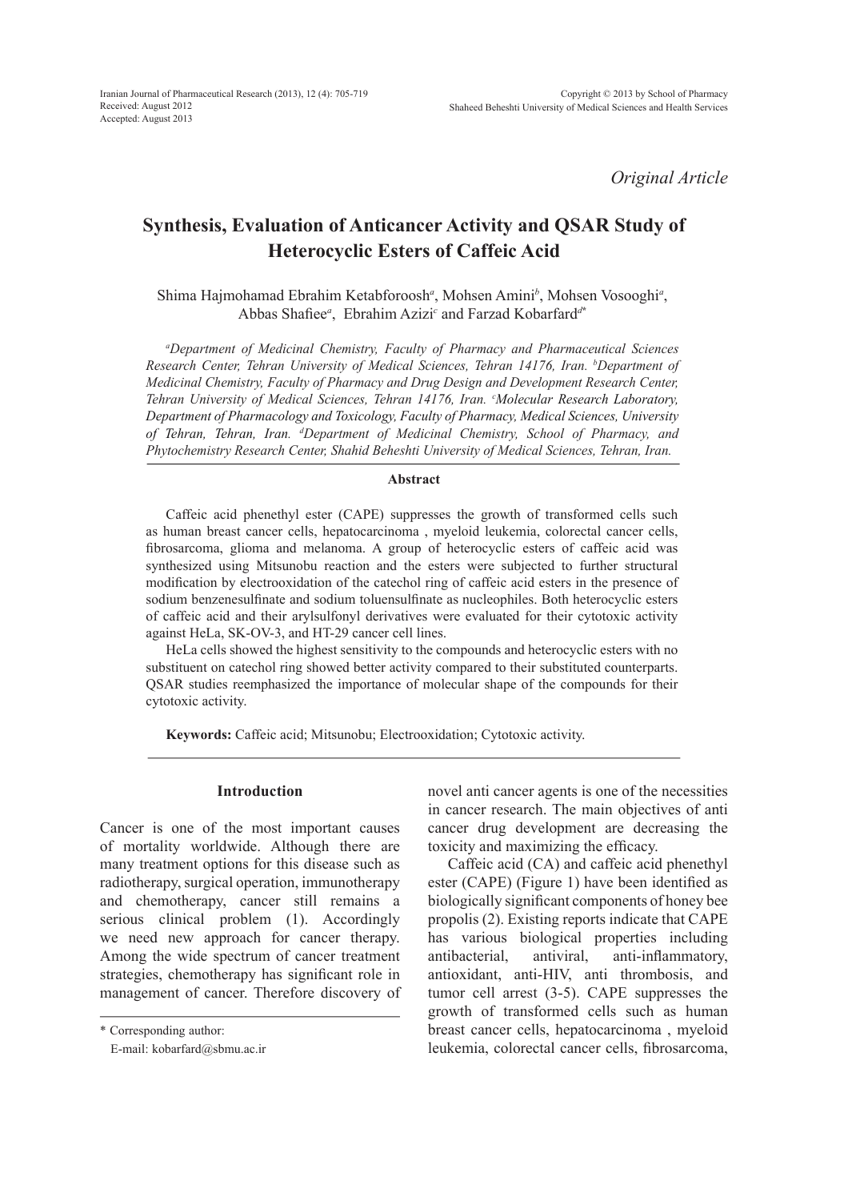*Original Article*

# Synthesis, Evaluation of Anticancer Activity and QSAR Study of Heterocyclic Esters of Caffeic Acid

Shima Hajmohamad Ebrahim Ketabforoosh[a], Mohsen Amini[b], Mohsen Vosooghi[a], Abbas Shafiee[a], Ebrahim Azizi[c] and Farzad Kobarfard[d*]

*[a]Department of Medicinal Chemistry, Faculty of Pharmacy and Pharmaceutical Sciences Research Center, Tehran University of Medical Sciences, Tehran 14176, Iran. [b]Department of Medicinal Chemistry, Faculty of Pharmacy and Drug Design and Development Research Center, Tehran University of Medical Sciences, Tehran 14176, Iran. [c]Molecular Research Laboratory, Department of Pharmacology and Toxicology, Faculty of Pharmacy, Medical Sciences, University of Tehran, Tehran, Iran. [d]Department of Medicinal Chemistry, School of Pharmacy, and Phytochemistry Research Center, Shahid Beheshti University of Medical Sciences, Tehran, Iran.*

## Abstract

Caffeic acid phenethyl ester (CAPE) suppresses the growth of transformed cells such as human breast cancer cells, hepatocarcinoma , myeloid leukemia, colorectal cancer cells, fibrosarcoma, glioma and melanoma. A group of heterocyclic esters of caffeic acid was synthesized using Mitsunobu reaction and the esters were subjected to further structural modification by electrooxidation of the catechol ring of caffeic acid esters in the presence of sodium benzenesulfinate and sodium toluensulfinate as nucleophiles. Both heterocyclic esters of caffeic acid and their arylsulfonyl derivatives were evaluated for their cytotoxic activity against HeLa, SK-OV-3, and HT-29 cancer cell lines.

HeLa cells showed the highest sensitivity to the compounds and heterocyclic esters with no substituent on catechol ring showed better activity compared to their substituted counterparts. QSAR studies reemphasized the importance of molecular shape of the compounds for their cytotoxic activity.

**Keywords:** Caffeic acid; Mitsunobu; Electrooxidation; Cytotoxic activity.

## Introduction

Cancer is one of the most important causes of mortality worldwide. Although there are many treatment options for this disease such as radiotherapy, surgical operation, immunotherapy and chemotherapy, cancer still remains a serious clinical problem (1). Accordingly we need new approach for cancer therapy. Among the wide spectrum of cancer treatment strategies, chemotherapy has significant role in management of cancer. Therefore discovery of novel anti cancer agents is one of the necessities in cancer research. The main objectives of anti cancer drug development are decreasing the toxicity and maximizing the efficacy.

Caffeic acid (CA) and caffeic acid phenethyl ester (CAPE) (Figure 1) have been identified as biologically significant components of honey bee propolis (2). Existing reports indicate that CAPE has various biological properties including antibacterial, antiviral, anti-inflammatory, antioxidant, anti-HIV, anti thrombosis, and tumor cell arrest (3-5). CAPE suppresses the growth of transformed cells such as human breast cancer cells, hepatocarcinoma , myeloid leukemia, colorectal cancer cells, fibrosarcoma,

\* Corresponding author:
E-mail: kobarfard@sbmu.ac.ir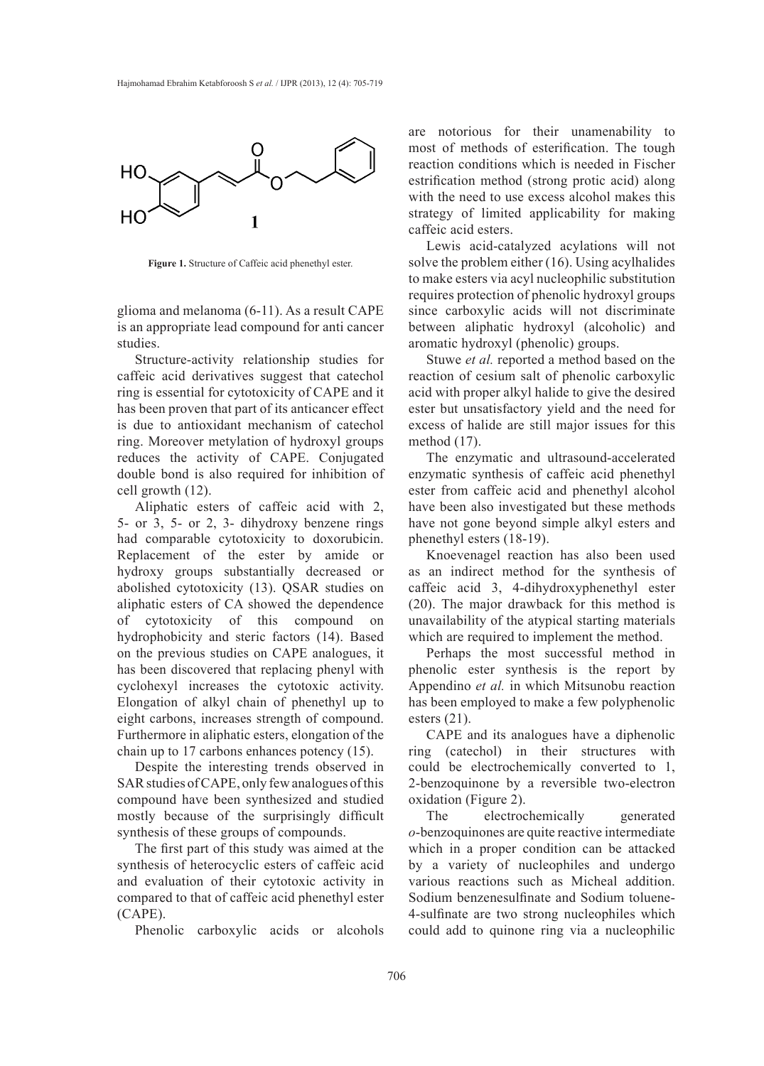Figure 1. Structure of Caffeic acid phenethyl ester.

glioma and melanoma (6-11). As a result CAPE is an appropriate lead compound for anti cancer studies.

Structure-activity relationship studies for caffeic acid derivatives suggest that catechol ring is essential for cytotoxicity of CAPE and it has been proven that part of its anticancer effect is due to antioxidant mechanism of catechol ring. Moreover metylation of hydroxyl groups reduces the activity of CAPE. Conjugated double bond is also required for inhibition of cell growth (12).

Aliphatic esters of caffeic acid with 2, 5- or 3, 5- or 2, 3- dihydroxy benzene rings had comparable cytotoxicity to doxorubicin. Replacement of the ester by amide or hydroxy groups substantially decreased or abolished cytotoxicity (13). QSAR studies on aliphatic esters of CA showed the dependence of cytotoxicity of this compound on hydrophobicity and steric factors (14). Based on the previous studies on CAPE analogues, it has been discovered that replacing phenyl with cyclohexyl increases the cytotoxic activity. Elongation of alkyl chain of phenethyl up to eight carbons, increases strength of compound. Furthermore in aliphatic esters, elongation of the chain up to 17 carbons enhances potency (15).

Despite the interesting trends observed in SAR studies of CAPE, only few analogues of this compound have been synthesized and studied mostly because of the surprisingly difficult synthesis of these groups of compounds.

The first part of this study was aimed at the synthesis of heterocyclic esters of caffeic acid and evaluation of their cytotoxic activity in compared to that of caffeic acid phenethyl ester (CAPE).

Phenolic carboxylic acids or alcohols are notorious for their unamenability to most of methods of esterification. The tough reaction conditions which is needed in Fischer estrification method (strong protic acid) along with the need to use excess alcohol makes this strategy of limited applicability for making caffeic acid esters.

Lewis acid-catalyzed acylations will not solve the problem either (16). Using acylhalides to make esters via acyl nucleophilic substitution requires protection of phenolic hydroxyl groups since carboxylic acids will not discriminate between aliphatic hydroxyl (alcoholic) and aromatic hydroxyl (phenolic) groups.

Stuwe *et al.* reported a method based on the reaction of cesium salt of phenolic carboxylic acid with proper alkyl halide to give the desired ester but unsatisfactory yield and the need for excess of halide are still major issues for this method (17).

The enzymatic and ultrasound-accelerated enzymatic synthesis of caffeic acid phenethyl ester from caffeic acid and phenethyl alcohol have been also investigated but these methods have not gone beyond simple alkyl esters and phenethyl esters (18-19).

Knoevenagel reaction has also been used as an indirect method for the synthesis of caffeic acid 3, 4-dihydroxyphenethyl ester (20). The major drawback for this method is unavailability of the atypical starting materials which are required to implement the method.

Perhaps the most successful method in phenolic ester synthesis is the report by Appendino *et al.* in which Mitsunobu reaction has been employed to make a few polyphenolic esters (21).

CAPE and its analogues have a diphenolic ring (catechol) in their structures with could be electrochemically converted to 1, 2-benzoquinone by a reversible two-electron oxidation (Figure 2).

The electrochemically generated *o*-benzoquinones are quite reactive intermediate which in a proper condition can be attacked by a variety of nucleophiles and undergo various reactions such as Micheal addition. Sodium benzenesulfinate and Sodium toluene-4-sulfinate are two strong nucleophiles which could add to quinone ring via a nucleophilic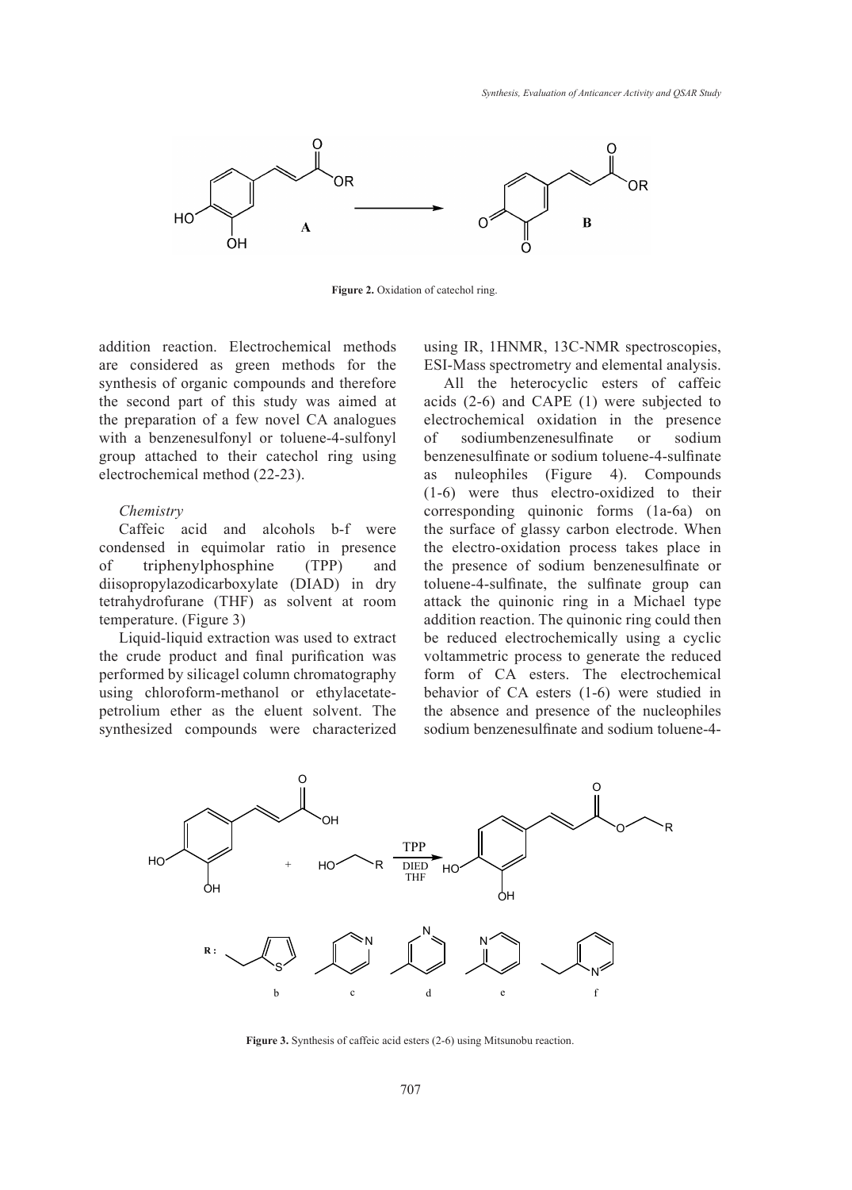Figure 2. Oxidation of catechol ring.

addition reaction. Electrochemical methods are considered as green methods for the synthesis of organic compounds and therefore the second part of this study was aimed at the preparation of a few novel CA analogues with a benzenesulfonyl or toluene-4-sulfonyl group attached to their catechol ring using electrochemical method (22-23).

### *Chemistry*

Caffeic acid and alcohols b-f were condensed in equimolar ratio in presence of triphenylphosphine (TPP) and diisopropylazodicarboxylate (DIAD) in dry tetrahydrofurane (THF) as solvent at room temperature. (Figure 3)

Liquid-liquid extraction was used to extract the crude product and final purification was performed by silicagel column chromatography using chloroform-methanol or ethylacetate-petrolium ether as the eluent solvent. The synthesized compounds were characterized using IR, 1HNMR, 13C-NMR spectroscopies, ESI-Mass spectrometry and elemental analysis.

All the heterocyclic esters of caffeic acids (2-6) and CAPE (1) were subjected to electrochemical oxidation in the presence of sodiumbenzenesulfinate or sodium benzenesulfinate or sodium toluene-4-sulfinate as nuleophiles (Figure 4). Compounds (1-6) were thus electro-oxidized to their corresponding quinonic forms (1a-6a) on the surface of glassy carbon electrode. When the electro-oxidation process takes place in the presence of sodium benzenesulfinate or toluene-4-sulfinate, the sulfinate group can attack the quinonic ring in a Michael type addition reaction. The quinonic ring could then be reduced electrochemically using a cyclic voltammetric process to generate the reduced form of CA esters. The electrochemical behavior of CA esters (1-6) were studied in the absence and presence of the nucleophiles sodium benzenesulfinate and sodium toluene-4-

Figure 3. Synthesis of caffeic acid esters (2-6) using Mitsunobu reaction.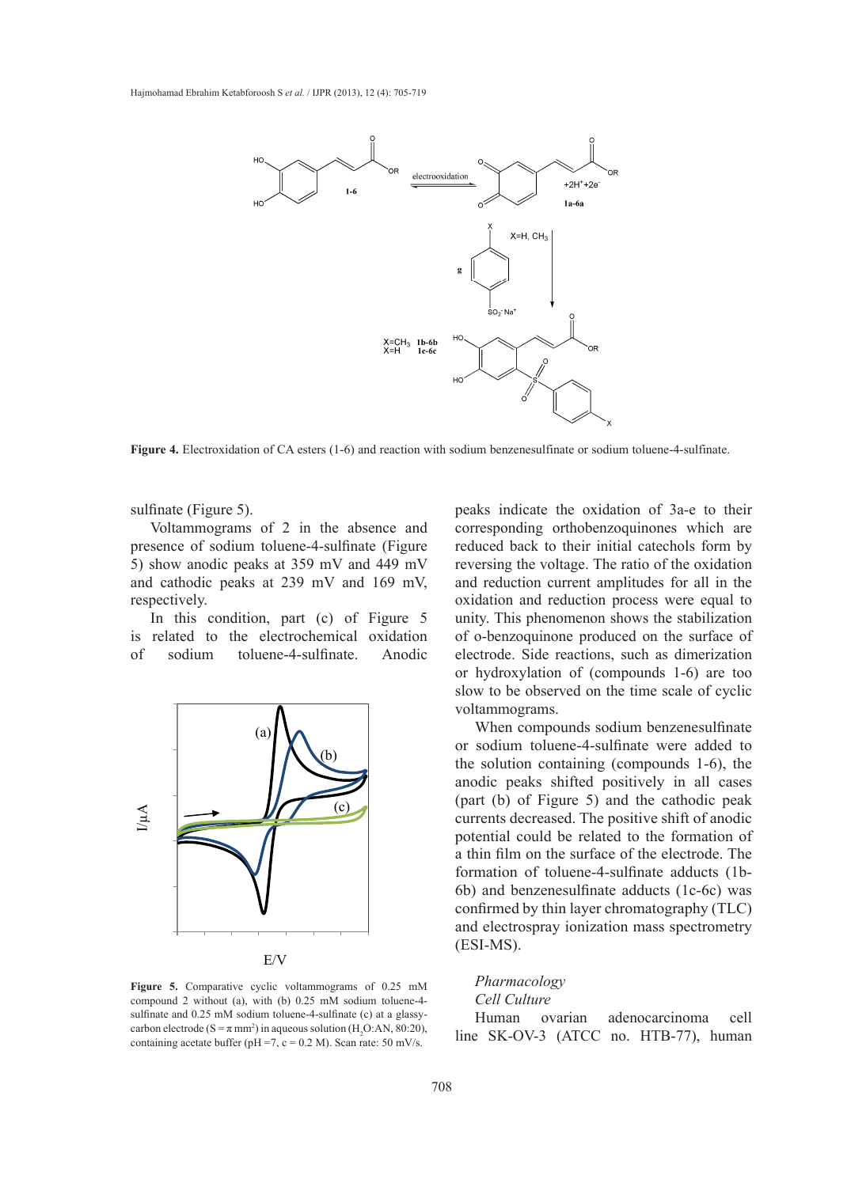**Figure 4.** Electroxidation of CA esters (1-6) and reaction with sodium benzenesulfinate or sodium toluene-4-sulfinate.

sulfinate (Figure 5).

Voltammograms of 2 in the absence and presence of sodium toluene-4-sulfinate (Figure 5) show anodic peaks at 359 mV and 449 mV and cathodic peaks at 239 mV and 169 mV, respectively.

In this condition, part (c) of Figure 5 is related to the electrochemical oxidation of sodium toluene-4-sulfinate. Anodic peaks indicate the oxidation of 3a-e to their corresponding orthobenzoquinones which are reduced back to their initial catechols form by reversing the voltage. The ratio of the oxidation and reduction current amplitudes for all in the oxidation and reduction process were equal to unity. This phenomenon shows the stabilization of o-benzoquinone produced on the surface of electrode. Side reactions, such as dimerization or hydroxylation of (compounds 1-6) are too slow to be observed on the time scale of cyclic voltammograms.

**Figure 5.** Comparative cyclic voltammograms of 0.25 mM compound 2 without (a), with (b) 0.25 mM sodium toluene-4-sulfinate and 0.25 mM sodium toluene-4-sulfinate (c) at a glassy-carbon electrode (S = π mm$^2$) in aqueous solution ($H_2O$:AN, 80:20), containing acetate buffer (pH =7, c = 0.2 M). Scan rate: 50 mV/s.

When compounds sodium benzenesulfinate or sodium toluene-4-sulfinate were added to the solution containing (compounds 1-6), the anodic peaks shifted positively in all cases (part (b) of Figure 5) and the cathodic peak currents decreased. The positive shift of anodic potential could be related to the formation of a thin film on the surface of the electrode. The formation of toluene-4-sulfinate adducts (1b-6b) and benzenesulfinate adducts (1c-6c) was confirmed by thin layer chromatography (TLC) and electrospray ionization mass spectrometry (ESI-MS).

*Pharmacology*

*Cell Culture*

Human ovarian adenocarcinoma cell line SK-OV-3 (ATCC no. HTB-77), human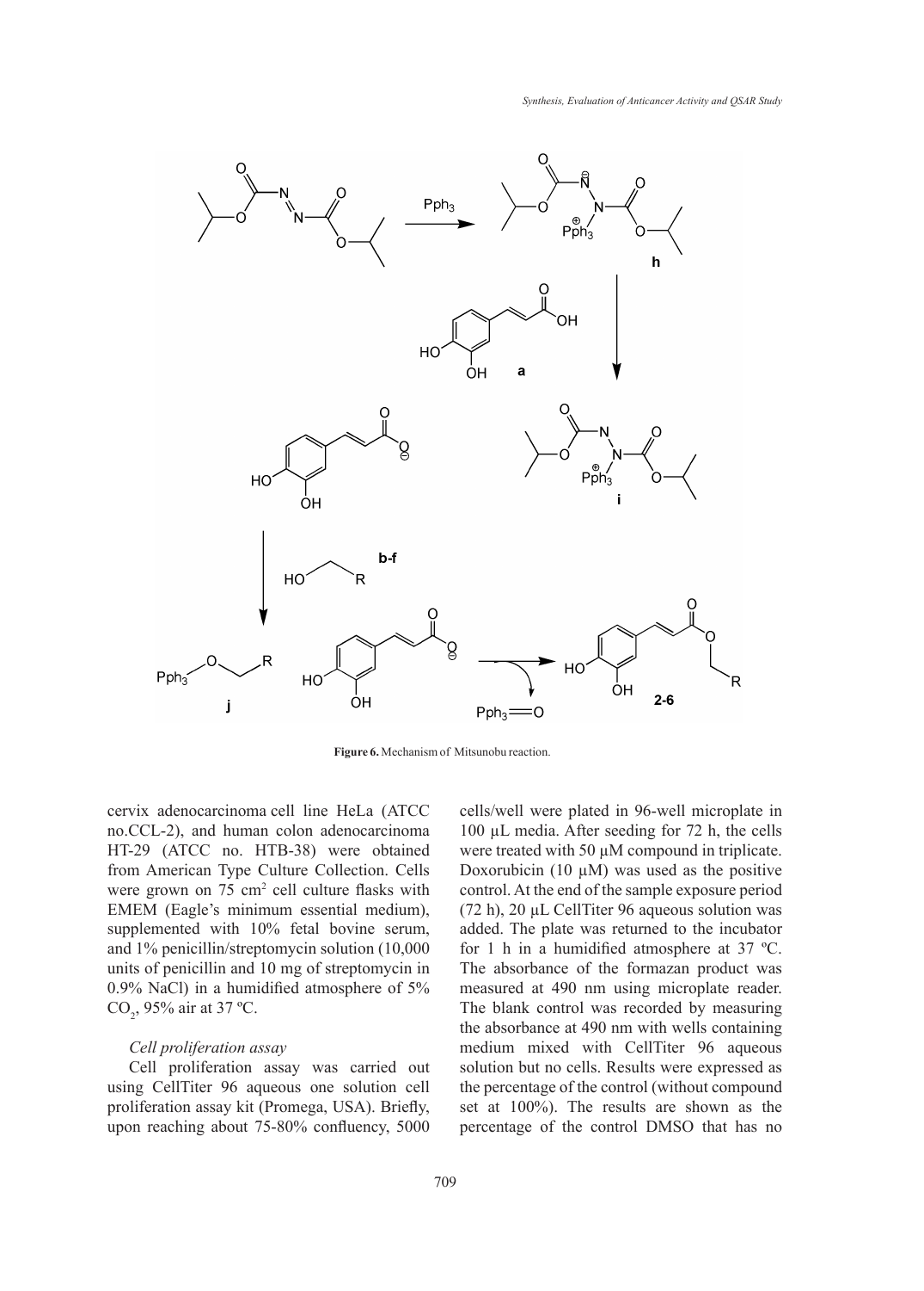Figure 6. Mechanism of Mitsunobu reaction.

cervix adenocarcinoma cell line HeLa (ATCC no.CCL-2), and human colon adenocarcinoma HT-29 (ATCC no. HTB-38) were obtained from American Type Culture Collection. Cells were grown on 75 $cm^2$ cell culture flasks with EMEM (Eagle's minimum essential medium), supplemented with 10% fetal bovine serum, and 1% penicillin/streptomycin solution (10,000 units of penicillin and 10 mg of streptomycin in 0.9% NaCl) in a humidified atmosphere of 5% $CO_2$, 95% air at 37 ºC.

*Cell proliferation assay*

Cell proliferation assay was carried out using CellTiter 96 aqueous one solution cell proliferation assay kit (Promega, USA). Briefly, upon reaching about 75-80% confluency, 5000 cells/well were plated in 96-well microplate in 100 µL media. After seeding for 72 h, the cells were treated with 50 µM compound in triplicate. Doxorubicin (10 µM) was used as the positive control. At the end of the sample exposure period (72 h), 20 µL CellTiter 96 aqueous solution was added. The plate was returned to the incubator for 1 h in a humidified atmosphere at 37 ºC. The absorbance of the formazan product was measured at 490 nm using microplate reader. The blank control was recorded by measuring the absorbance at 490 nm with wells containing medium mixed with CellTiter 96 aqueous solution but no cells. Results were expressed as the percentage of the control (without compound set at 100%). The results are shown as the percentage of the control DMSO that has no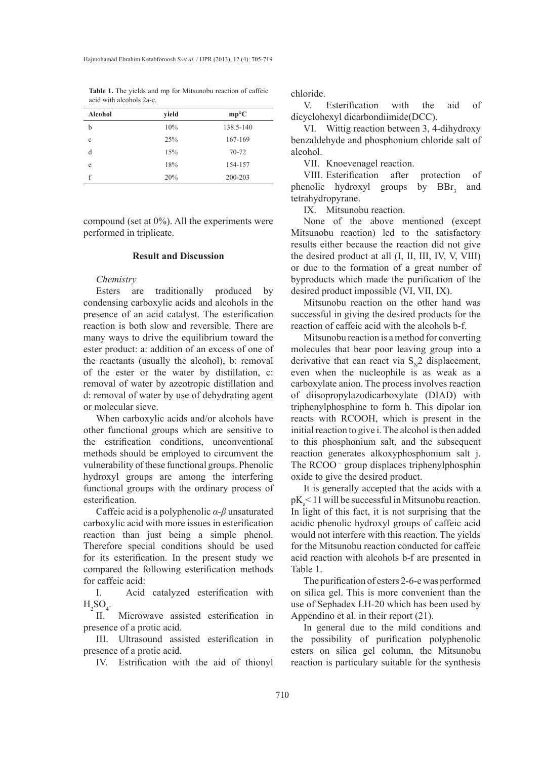**Table 1.** The yields and mp for Mitsunobu reaction of caffeic acid with alcohols 2a-e.

| Alcohol | yield | mp°C |
|---|---|---|
| b | 10% | 138.5-140 |
| c | 25% | 167-169 |
| d | 15% | 70-72 |
| e | 18% | 154-157 |
| f | 20% | 200-203 |

compound (set at 0%). All the experiments were performed in triplicate.

## Result and Discussion

### *Chemistry*

Esters are traditionally produced by condensing carboxylic acids and alcohols in the presence of an acid catalyst. The esterification reaction is both slow and reversible. There are many ways to drive the equilibrium toward the ester product: a: addition of an excess of one of the reactants (usually the alcohol), b: removal of the ester or the water by distillation, c: removal of water by azeotropic distillation and d: removal of water by use of dehydrating agent or molecular sieve.

When carboxylic acids and/or alcohols have other functional groups which are sensitive to the estrification conditions, unconventional methods should be employed to circumvent the vulnerability of these functional groups. Phenolic hydroxyl groups are among the interfering functional groups with the ordinary process of esterification.

Caffeic acid is a polyphenolic *α*-*β* unsaturated carboxylic acid with more issues in esterification reaction than just being a simple phenol. Therefore special conditions should be used for its esterification. In the present study we compared the following esterification methods for caffeic acid:

I. Acid catalyzed esterification with $H_2SO_4$.

II. Microwave assisted esterification in presence of a protic acid.

III. Ultrasound assisted esterification in presence of a protic acid.

IV. Estrification with the aid of thionyl chloride.

V. Esterification with the aid of dicyclohexyl dicarbondiimide(DCC).

VI. Wittig reaction between 3, 4-dihydroxy benzaldehyde and phosphonium chloride salt of alcohol.

VII. Knoevenagel reaction.

VIII. Esterification after protection of phenolic hydroxyl groups by $BBr_3$ and tetrahydropyrane.

IX. Mitsunobu reaction.

None of the above mentioned (except Mitsunobu reaction) led to the satisfactory results either because the reaction did not give the desired product at all (I, II, III, IV, V, VIII) or due to the formation of a great number of byproducts which made the purification of the desired product impossible (VI, VII, IX).

Mitsunobu reaction on the other hand was successful in giving the desired products for the reaction of caffeic acid with the alcohols b-f.

Mitsunobu reaction is a method for converting molecules that bear poor leaving group into a derivative that can react via $S_N2$ displacement, even when the nucleophile is as weak as a carboxylate anion. The process involves reaction of diisopropylazodicarboxylate (DIAD) with triphenylphosphine to form h. This dipolar ion reacts with RCOOH, which is present in the initial reaction to give i. The alcohol is then added to this phosphonium salt, and the subsequent reaction generates alkoxyphosphonium salt j. The $RCOO^-$ group displaces triphenylphosphin oxide to give the desired product.

It is generally accepted that the acids with a $pK_a < 11$ will be successful in Mitsunobu reaction. In light of this fact, it is not surprising that the acidic phenolic hydroxyl groups of caffeic acid would not interfere with this reaction. The yields for the Mitsunobu reaction conducted for caffeic acid reaction with alcohols b-f are presented in Table 1.

The purification of esters 2-6-e was performed on silica gel. This is more convenient than the use of Sephadex LH-20 which has been used by Appendino et al. in their report (21).

In general due to the mild conditions and the possibility of purification polyphenolic esters on silica gel column, the Mitsunobu reaction is particulary suitable for the synthesis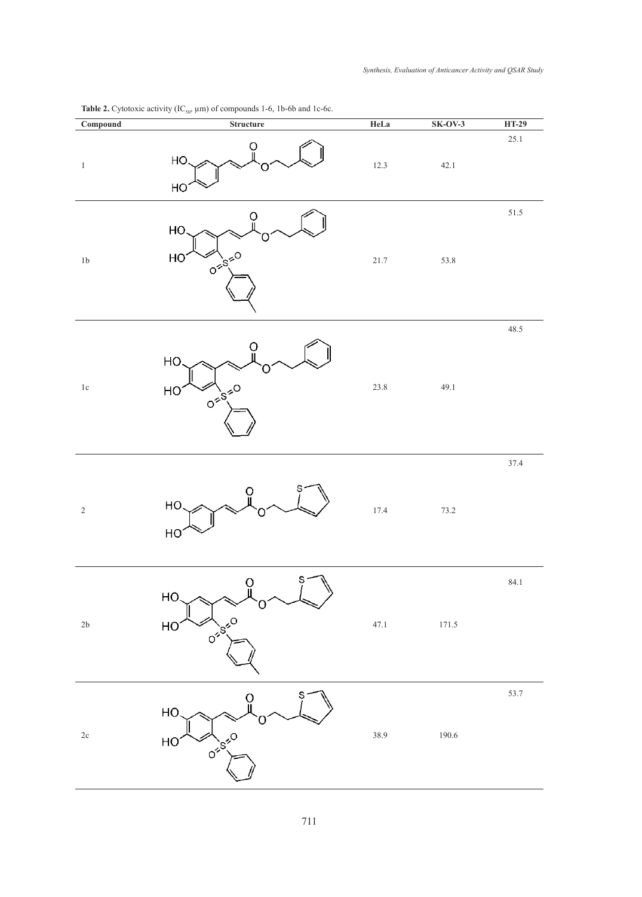**Table 2.** Cytotoxic activity ($IC_{50}$, µm) of compounds 1-6, 1b-6b and 1c-6c.

| Compound | Structure | HeLa | SK-OV-3 | HT-29 |
|---|---|---|---|---|
| 1 | | 12.3 | 42.1 | 25.1 |
| 1b | | 21.7 | 53.8 | 51.5 |
| 1c | | 23.8 | 49.1 | 48.5 |
| 2 | | 17.4 | 73.2 | 37.4 |
| 2b | | 47.1 | 171.5 | 84.1 |
| 2c | | 38.9 | 190.6 | 53.7 |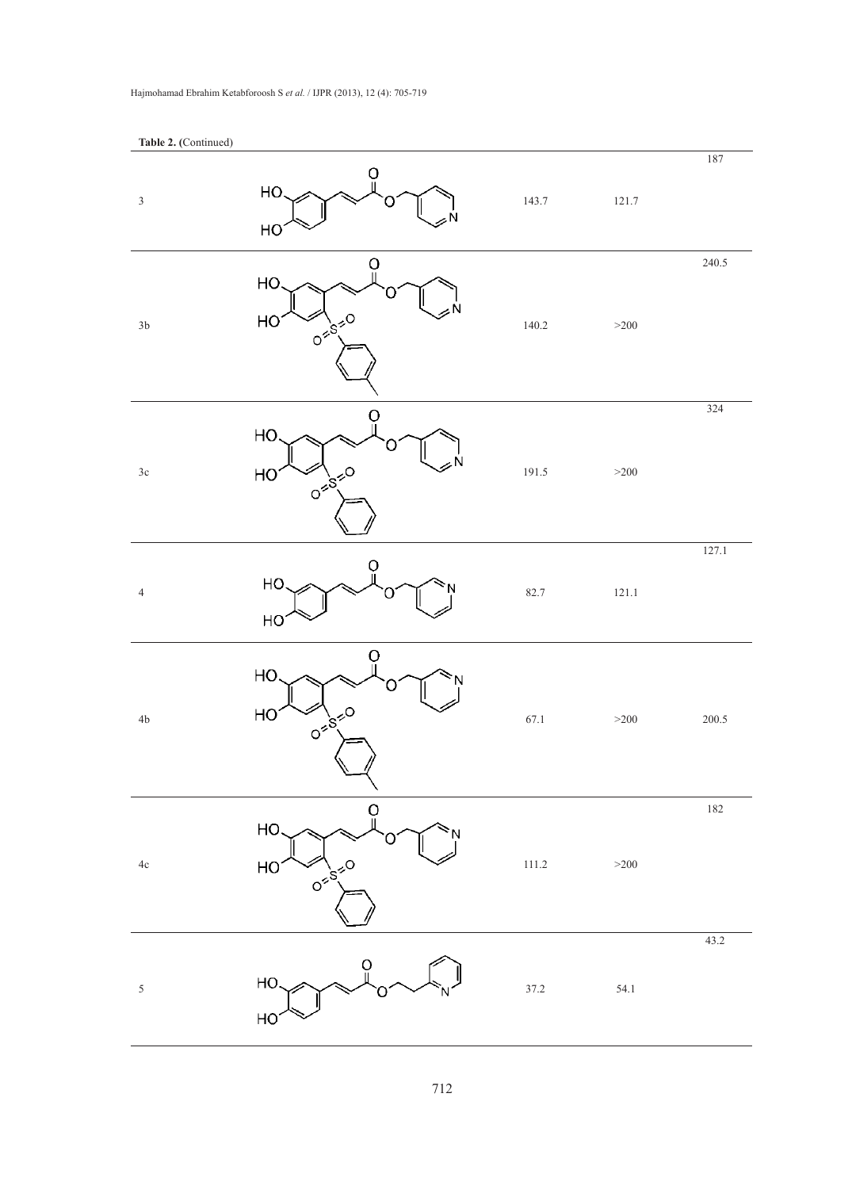**Table 2. (**Continued)

| | | | | |
|---|---|---|---|---|
| 3 | | 143.7 | 121.7 | 187 |
| 3b | | 140.2 | >200 | 240.5 |
| 3c | | 191.5 | >200 | 324 |
| 4 | | 82.7 | 121.1 | 127.1 |
| 4b | | 67.1 | >200 | 200.5 |
| 4c | | 111.2 | >200 | 182 |
| 5 | | 37.2 | 54.1 | 43.2 |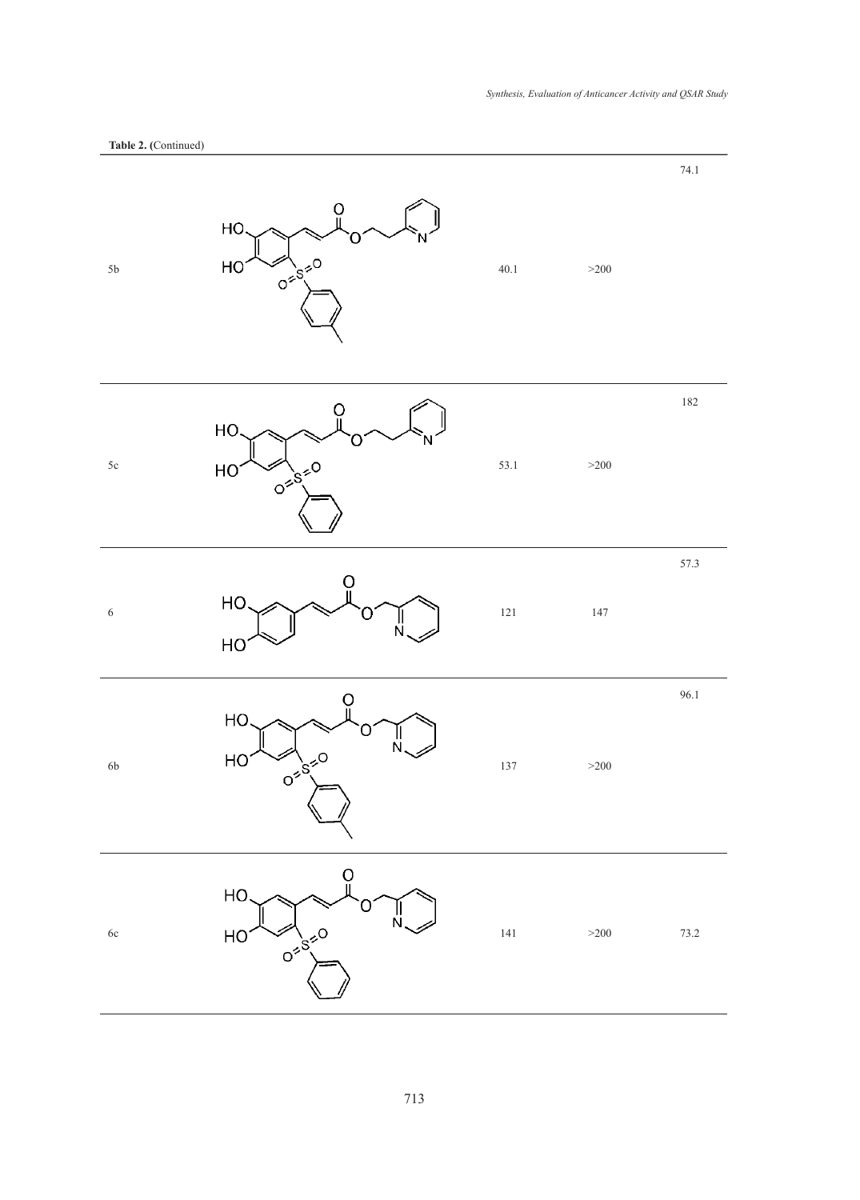**Table 2. (**Continued)

| | | | | |
|---|---|---|---|---|
| 5b | | 40.1 | >200 | 74.1 |
| 5c | | 53.1 | >200 | 182 |
| 6 | | 121 | 147 | 57.3 |
| 6b | | 137 | >200 | 96.1 |
| 6c | | 141 | >200 | 73.2 |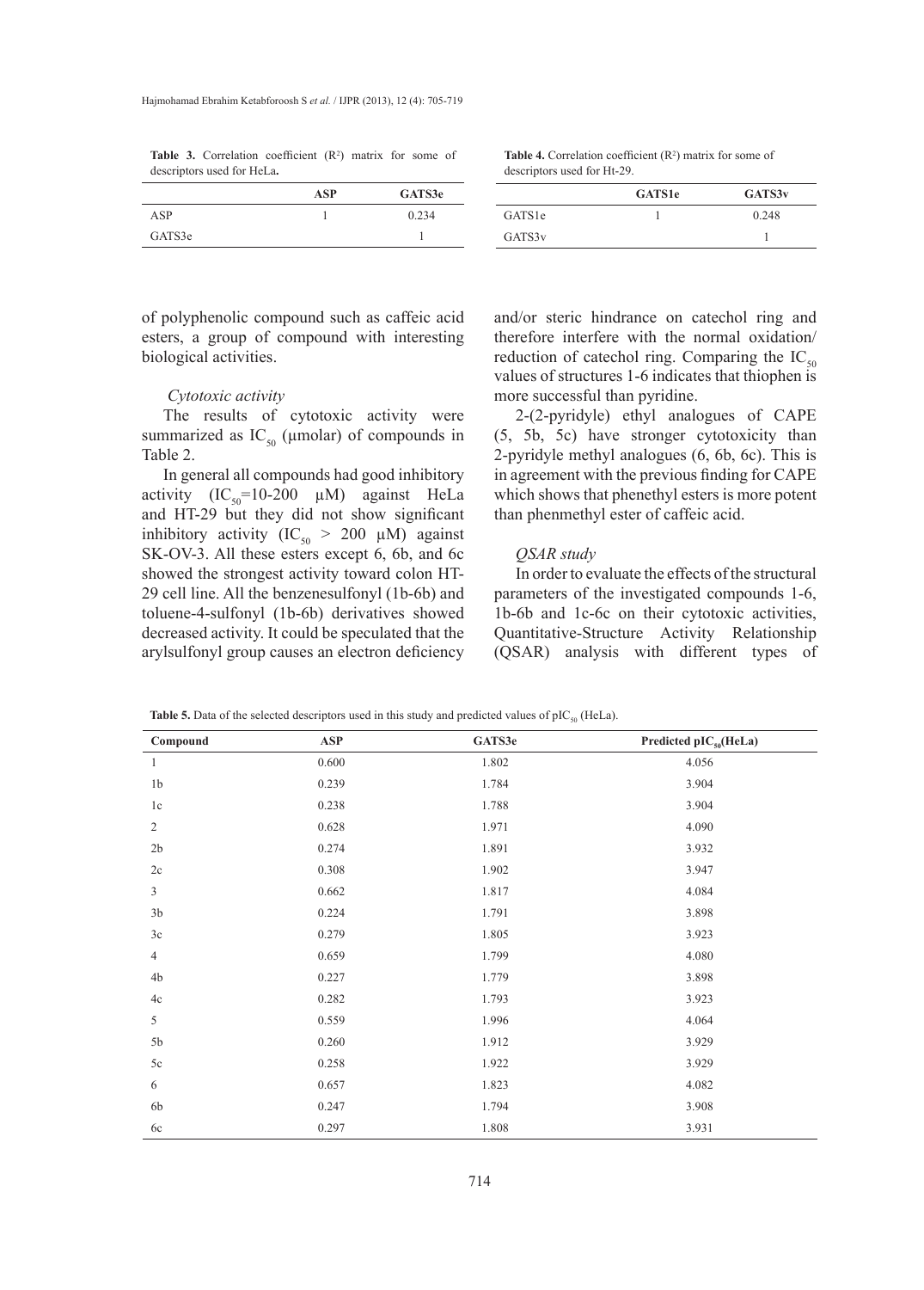**Table 3.** Correlation coefficient ($R^2$) matrix for some of descriptors used for HeLa.

| | ASP | GATS3e |
|---|---|---|
| ASP | 1 | 0.234 |
| GATS3e | | 1 |

**Table 4.** Correlation coefficient ($R^2$) matrix for some of descriptors used for Ht-29.

| | GATS1e | GATS3v |
|---|---|---|
| GATS1e | 1 | 0.248 |
| GATS3v | | 1 |

of polyphenolic compound such as caffeic acid esters, a group of compound with interesting biological activities.

### *Cytotoxic activity*

The results of cytotoxic activity were summarized as $IC_{50}$ (μmolar) of compounds in Table 2.

In general all compounds had good inhibitory activity ($IC_{50}$=10-200 μM) against HeLa and HT-29 but they did not show significant inhibitory activity ($IC_{50}$ > 200 μM) against SK-OV-3. All these esters except 6, 6b, and 6c showed the strongest activity toward colon HT-29 cell line. All the benzenesulfonyl (1b-6b) and toluene-4-sulfonyl (1b-6b) derivatives showed decreased activity. It could be speculated that the arylsulfonyl group causes an electron deficiency and/or steric hindrance on catechol ring and therefore interfere with the normal oxidation/reduction of catechol ring. Comparing the $IC_{50}$ values of structures 1-6 indicates that thiophen is more successful than pyridine.

2-(2-pyridyle) ethyl analogues of CAPE (5, 5b, 5c) have stronger cytotoxicity than 2-pyridyle methyl analogues (6, 6b, 6c). This is in agreement with the previous finding for CAPE which shows that phenethyl esters is more potent than phenmethyl ester of caffeic acid.

### *QSAR study*

In order to evaluate the effects of the structural parameters of the investigated compounds 1-6, 1b-6b and 1c-6c on their cytotoxic activities, Quantitative-Structure Activity Relationship (QSAR) analysis with different types of

**Table 5.** Data of the selected descriptors used in this study and predicted values of $pIC_{50}$ (HeLa).

| Compound | ASP | GATS3e | Predicted $pIC_{50}$(HeLa) |
|---|---|---|---|
| 1 | 0.600 | 1.802 | 4.056 |
| 1b | 0.239 | 1.784 | 3.904 |
| 1c | 0.238 | 1.788 | 3.904 |
| 2 | 0.628 | 1.971 | 4.090 |
| 2b | 0.274 | 1.891 | 3.932 |
| 2c | 0.308 | 1.902 | 3.947 |
| 3 | 0.662 | 1.817 | 4.084 |
| 3b | 0.224 | 1.791 | 3.898 |
| 3c | 0.279 | 1.805 | 3.923 |
| 4 | 0.659 | 1.799 | 4.080 |
| 4b | 0.227 | 1.779 | 3.898 |
| 4c | 0.282 | 1.793 | 3.923 |
| 5 | 0.559 | 1.996 | 4.064 |
| 5b | 0.260 | 1.912 | 3.929 |
| 5c | 0.258 | 1.922 | 3.929 |
| 6 | 0.657 | 1.823 | 4.082 |
| 6b | 0.247 | 1.794 | 3.908 |
| 6c | 0.297 | 1.808 | 3.931 |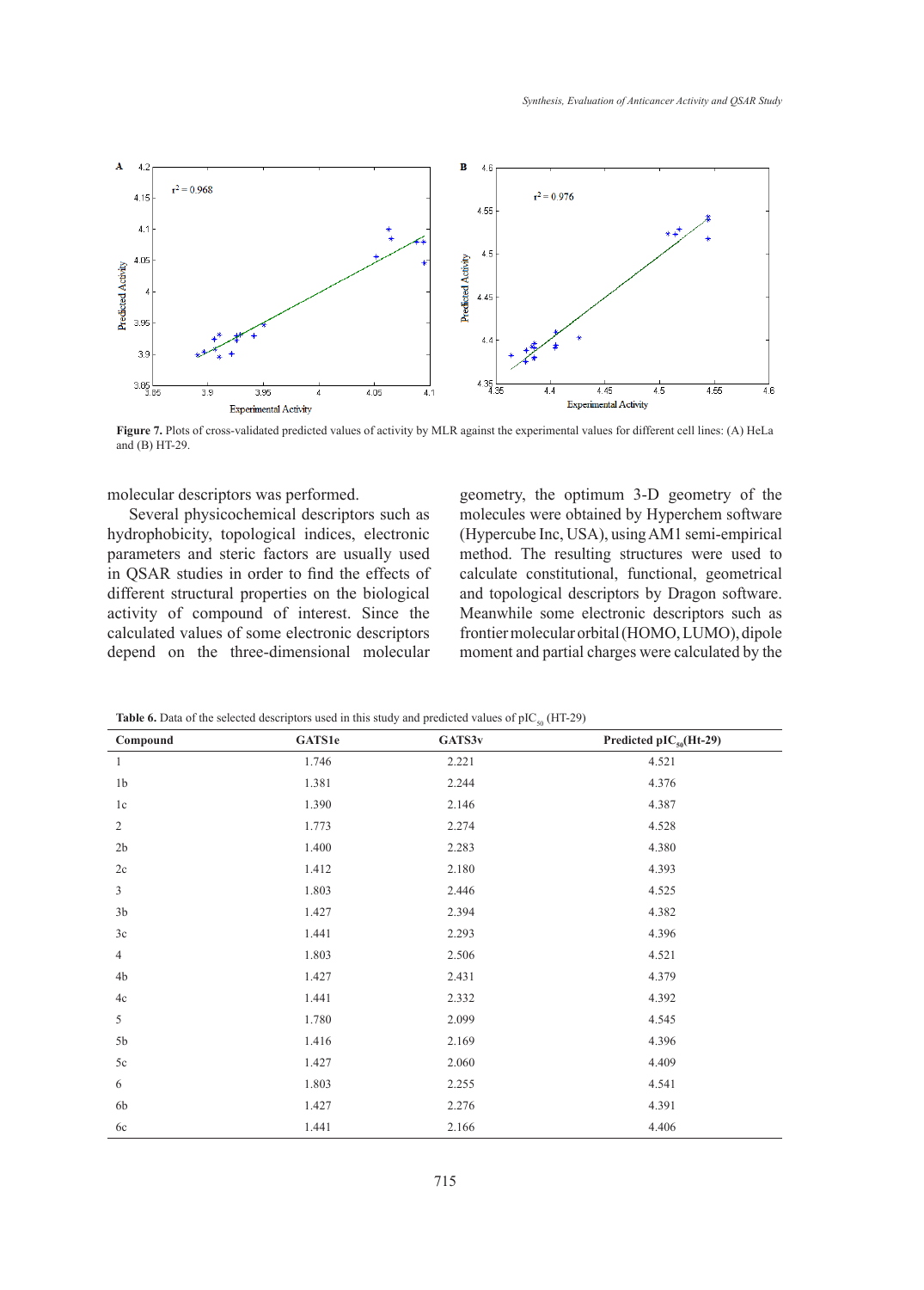**Figure 7.** Plots of cross-validated predicted values of activity by MLR against the experimental values for different cell lines: (A) HeLa and (B) HT-29.

molecular descriptors was performed.

Several physicochemical descriptors such as hydrophobicity, topological indices, electronic parameters and steric factors are usually used in QSAR studies in order to find the effects of different structural properties on the biological activity of compound of interest. Since the calculated values of some electronic descriptors depend on the three-dimensional molecular geometry, the optimum 3-D geometry of the molecules were obtained by Hyperchem software (Hypercube Inc, USA), using AM1 semi-empirical method. The resulting structures were used to calculate constitutional, functional, geometrical and topological descriptors by Dragon software. Meanwhile some electronic descriptors such as frontier molecular orbital (HOMO, LUMO), dipole moment and partial charges were calculated by the

**Table 6.** Data of the selected descriptors used in this study and predicted values of $pIC_{50}$ (HT-29)

| Compound | GATS1e | GATS3v | Predicted $pIC_{50}$(Ht-29) |
|---|---|---|---|
| 1 | 1.746 | 2.221 | 4.521 |
| 1b | 1.381 | 2.244 | 4.376 |
| 1c | 1.390 | 2.146 | 4.387 |
| 2 | 1.773 | 2.274 | 4.528 |
| 2b | 1.400 | 2.283 | 4.380 |
| 2c | 1.412 | 2.180 | 4.393 |
| 3 | 1.803 | 2.446 | 4.525 |
| 3b | 1.427 | 2.394 | 4.382 |
| 3c | 1.441 | 2.293 | 4.396 |
| 4 | 1.803 | 2.506 | 4.521 |
| 4b | 1.427 | 2.431 | 4.379 |
| 4c | 1.441 | 2.332 | 4.392 |
| 5 | 1.780 | 2.099 | 4.545 |
| 5b | 1.416 | 2.169 | 4.396 |
| 5c | 1.427 | 2.060 | 4.409 |
| 6 | 1.803 | 2.255 | 4.541 |
| 6b | 1.427 | 2.276 | 4.391 |
| 6c | 1.441 | 2.166 | 4.406 |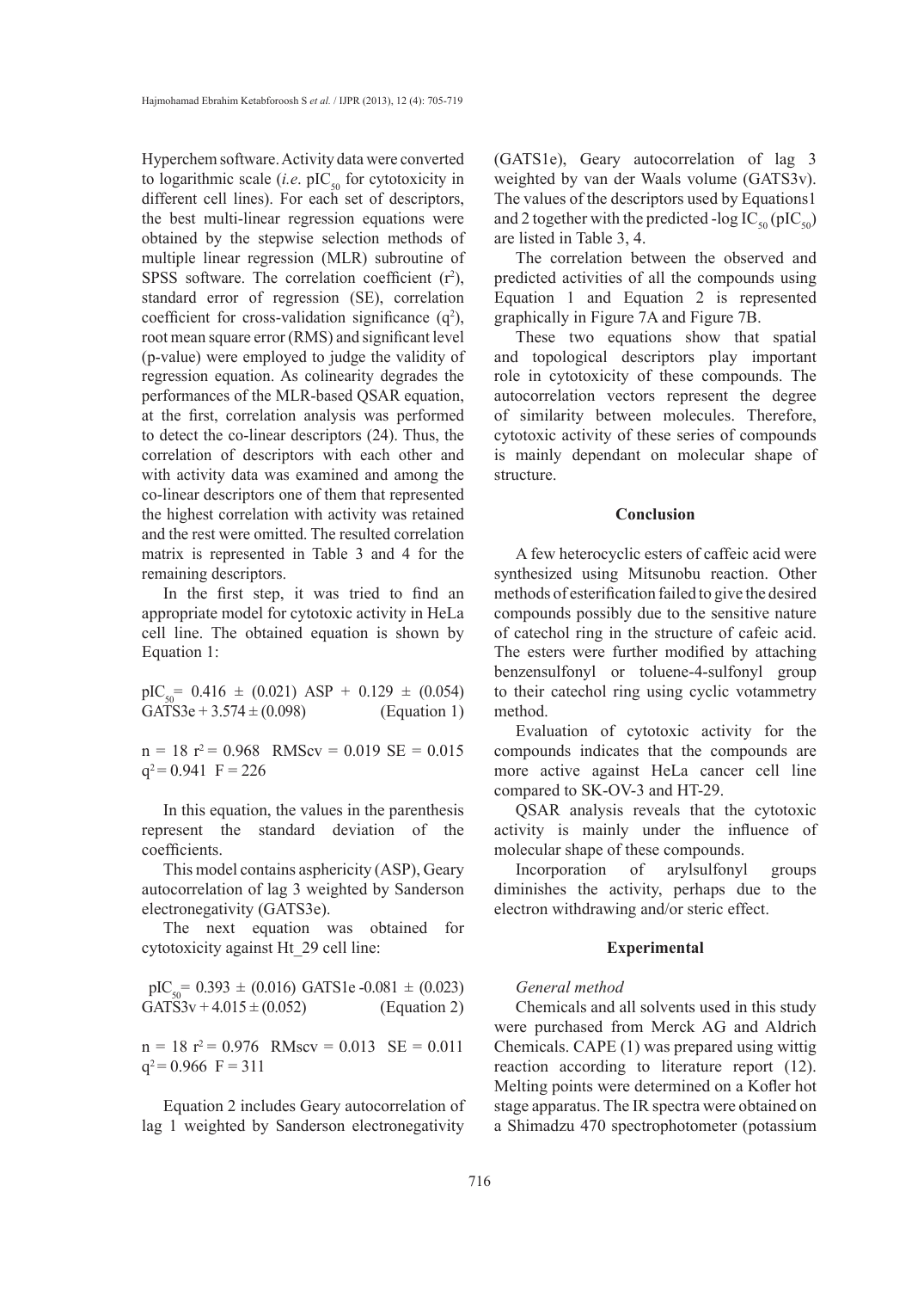Hyperchem software. Activity data were converted to logarithmic scale (*i.e*. $pIC_{50}$ for cytotoxicity in different cell lines). For each set of descriptors, the best multi-linear regression equations were obtained by the stepwise selection methods of multiple linear regression (MLR) subroutine of SPSS software. The correlation coefficient ($r^2$), standard error of regression (SE), correlation coefficient for cross-validation significance ($q^2$), root mean square error (RMS) and significant level (p-value) were employed to judge the validity of regression equation. As colinearity degrades the performances of the MLR-based QSAR equation, at the first, correlation analysis was performed to detect the co-linear descriptors (24). Thus, the correlation of descriptors with each other and with activity data was examined and among the co-linear descriptors one of them that represented the highest correlation with activity was retained and the rest were omitted. The resulted correlation matrix is represented in Table 3 and 4 for the remaining descriptors.

In the first step, it was tried to find an appropriate model for cytotoxic activity in HeLa cell line. The obtained equation is shown by Equation 1:

$$pIC_{50} = 0.416 \pm (0.021)\ ASP + 0.129 \pm (0.054)\ GATS3e + 3.574 \pm (0.098) \qquad \text{(Equation 1)}$$

$n = 18$ $r^2 = 0.968$ $RMScv = 0.019$ $SE = 0.015$ $q^2 = 0.941$ $F = 226$

In this equation, the values in the parenthesis represent the standard deviation of the coefficients.

This model contains asphericity (ASP), Geary autocorrelation of lag 3 weighted by Sanderson electronegativity (GATS3e).

The next equation was obtained for cytotoxicity against Ht_29 cell line:

$$pIC_{50} = 0.393 \pm (0.016)\ GATS1e - 0.081 \pm (0.023)\ GATS3v + 4.015 \pm (0.052) \qquad \text{(Equation 2)}$$

$n = 18$ $r^2 = 0.976$ $RMscv = 0.013$ $SE = 0.011$ $q^2 = 0.966$ $F = 311$

Equation 2 includes Geary autocorrelation of lag 1 weighted by Sanderson electronegativity (GATS1e), Geary autocorrelation of lag 3 weighted by van der Waals volume (GATS3v). The values of the descriptors used by Equations1 and 2 together with the predicted $-\log IC_{50}$ ($pIC_{50}$) are listed in Table 3, 4.

The correlation between the observed and predicted activities of all the compounds using Equation 1 and Equation 2 is represented graphically in Figure 7A and Figure 7B.

These two equations show that spatial and topological descriptors play important role in cytotoxicity of these compounds. The autocorrelation vectors represent the degree of similarity between molecules. Therefore, cytotoxic activity of these series of compounds is mainly dependant on molecular shape of structure.

## Conclusion

A few heterocyclic esters of caffeic acid were synthesized using Mitsunobu reaction. Other methods of esterification failed to give the desired compounds possibly due to the sensitive nature of catechol ring in the structure of cafeic acid. The esters were further modified by attaching benzensulfonyl or toluene-4-sulfonyl group to their catechol ring using cyclic votammetry method.

Evaluation of cytotoxic activity for the compounds indicates that the compounds are more active against HeLa cancer cell line compared to SK-OV-3 and HT-29.

QSAR analysis reveals that the cytotoxic activity is mainly under the influence of molecular shape of these compounds.

Incorporation of arylsulfonyl groups diminishes the activity, perhaps due to the electron withdrawing and/or steric effect.

## Experimental

*General method*

Chemicals and all solvents used in this study were purchased from Merck AG and Aldrich Chemicals. CAPE (1) was prepared using wittig reaction according to literature report (12). Melting points were determined on a Kofler hot stage apparatus. The IR spectra were obtained on a Shimadzu 470 spectrophotometer (potassium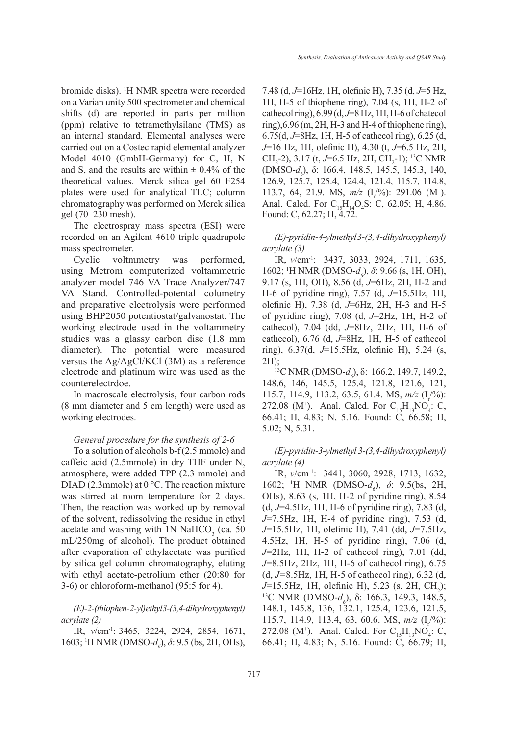bromide disks). $^{1}$H NMR spectra were recorded on a Varian unity 500 spectrometer and chemical shifts (d) are reported in parts per million (ppm) relative to tetramethylsilane (TMS) as an internal standard. Elemental analyses were carried out on a Costec rapid elemental analyzer Model 4010 (GmbH-Germany) for C, H, N and S, and the results are within ± 0.4% of the theoretical values. Merck silica gel 60 F254 plates were used for analytical TLC; column chromatography was performed on Merck silica gel (70–230 mesh).

The electrospray mass spectra (ESI) were recorded on an Agilent 4610 triple quadrupole mass spectrometer.

Cyclic voltmmetry was performed, using Metrom computerized voltammetric analyzer model 746 VA Trace Analyzer/747 VA Stand. Controlled-potental columetry and preparative electrolysis were performed using BHP2050 potentiostat/galvanostat. The working electrode used in the voltammetry studies was a glassy carbon disc (1.8 mm diameter). The potential were measured versus the Ag/AgCl/KCl (3M) as a reference electrode and platinum wire was used as the counterelectrdoe.

In macroscale electrolysis, four carbon rods (8 mm diameter and 5 cm length) were used as working electrodes.

*General procedure for the synthesis of 2-6*

To a solution of alcohols b-f(2.5 mmole) and caffeic acid (2.5mmole) in dry THF under $N_2$ atmosphere, were added TPP (2.3 mmole) and DIAD (2.3mmole) at 0 °C. The reaction mixture was stirred at room temperature for 2 days. Then, the reaction was worked up by removal of the solvent, redissolving the residue in ethyl acetate and washing with 1N $NaHCO_3$ (ca. 50 mL/250mg of alcohol). The product obtained after evaporation of ethylacetate was purified by silica gel column chromatography, eluting with ethyl acetate-petrolium ether (20:80 for 3-6) or chloroform-methanol (95:5 for 4).

*(E)-2-(thiophen-2-yl)ethyl3-(3,4-dihydroxyphenyl) acrylate (2)*

IR, $\nu$/cm$^{-1}$: 3465, 3224, 2924, 2854, 1671, 1603; $^{1}$H NMR (DMSO-$d_6$), $\delta$: 9.5 (bs, 2H, OHs), 7.48 (d, $J$=16Hz, 1H, olefinic H), 7.35 (d, $J$=5 Hz, 1H, H-5 of thiophene ring), 7.04 (s, 1H, H-2 of cathecol ring), 6.99 (d, $J$=8 Hz, 1H, H-6 of chatecol ring),6.96 (m, 2H, H-3 and H-4 of thiophene ring), 6.75(d, $J$=8Hz, 1H, H-5 of cathecol ring), 6.25 (d, $J$=16 Hz, 1H, olefinic H), 4.30 (t, $J$=6.5 Hz, 2H, $CH_2$-2), 3.17 (t, $J$=6.5 Hz, 2H, $CH_2$-1); $^{13}$C NMR (DMSO-$d_6$), δ: 166.4, 148.5, 145.5, 145.3, 140, 126.9, 125.7, 125.4, 124.4, 121.4, 115.7, 114.8, 113.7, 64, 21.9. MS, $m/z$ ($I_r$/%): 291.06 ($M^+$). Anal. Calcd. For $C_{15}H_{14}O_4S$: C, 62.05; H, 4.86. Found: C, 62.27; H, 4.72.

*(E)-pyridin-4-ylmethyl3-(3,4-dihydroxyphenyl) acrylate (3)*

IR, $\nu$/cm$^{-1}$: 3437, 3033, 2924, 1711, 1635, 1602; $^{1}$H NMR (DMSO-$d_6$), $\delta$: 9.66 (s, 1H, OH), 9.17 (s, 1H, OH), 8.56 (d, $J$=6Hz, 2H, H-2 and H-6 of pyridine ring), 7.57 (d, $J$=15.5Hz, 1H, olefinic H), 7.38 (d, $J$=6Hz, 2H, H-3 and H-5 of pyridine ring), 7.08 (d, $J$=2Hz, 1H, H-2 of cathecol), 7.04 (dd, $J$=8Hz, 2Hz, 1H, H-6 of cathecol), 6.76 (d, $J$=8Hz, 1H, H-5 of cathecol ring), 6.37(d, $J$=15.5Hz, olefinic H), 5.24 (s, 2H);

$^{13}$C NMR (DMSO-$d_6$), δ: 166.2, 149.7, 149.2, 148.6, 146, 145.5, 125.4, 121.8, 121.6, 121, 115.7, 114.9, 113.2, 63.5, 61.4. MS, $m/z$ ($I_r$/%): 272.08 ($M^+$). Anal. Calcd. For $C_{15}H_{13}NO_4$: C, 66.41; H, 4.83; N, 5.16. Found: C, 66.58; H, 5.02; N, 5.31.

*(E)-pyridin-3-ylmethyl 3-(3,4-dihydroxyphenyl) acrylate (4)*

IR, $\nu$/cm$^{-1}$: 3441, 3060, 2928, 1713, 1632, 1602; $^{1}$H NMR (DMSO-$d_6$), $\delta$: 9.5(bs, 2H, OHs), 8.63 (s, 1H, H-2 of pyridine ring), 8.54 (d, $J$=4.5Hz, 1H, H-6 of pyridine ring), 7.83 (d, $J$=7.5Hz, 1H, H-4 of pyridine ring), 7.53 (d, $J$=15.5Hz, 1H, olefinic H), 7.41 (dd, $J$=7.5Hz, 4.5Hz, 1H, H-5 of pyridine ring), 7.06 (d, $J$=2Hz, 1H, H-2 of cathecol ring), 7.01 (dd, $J$=8.5Hz, 2Hz, 1H, H-6 of cathecol ring), 6.75 (d, $J$=8.5Hz, 1H, H-5 of cathecol ring), 6.32 (d, $J$=15.5Hz, 1H, olefinic H), 5.23 (s, 2H, $CH_2$); $^{13}$C NMR (DMSO-$d_6$), δ: 166.3, 149.3, 148.5, 148.1, 145.8, 136, 132.1, 125.4, 123.6, 121.5, 115.7, 114.9, 113.4, 63, 60.6. MS, $m/z$ ($I_r$/%): 272.08 ($M^+$). Anal. Calcd. For $C_{15}H_{13}NO_4$: C, 66.41; H, 4.83; N, 5.16. Found: C, 66.79; H,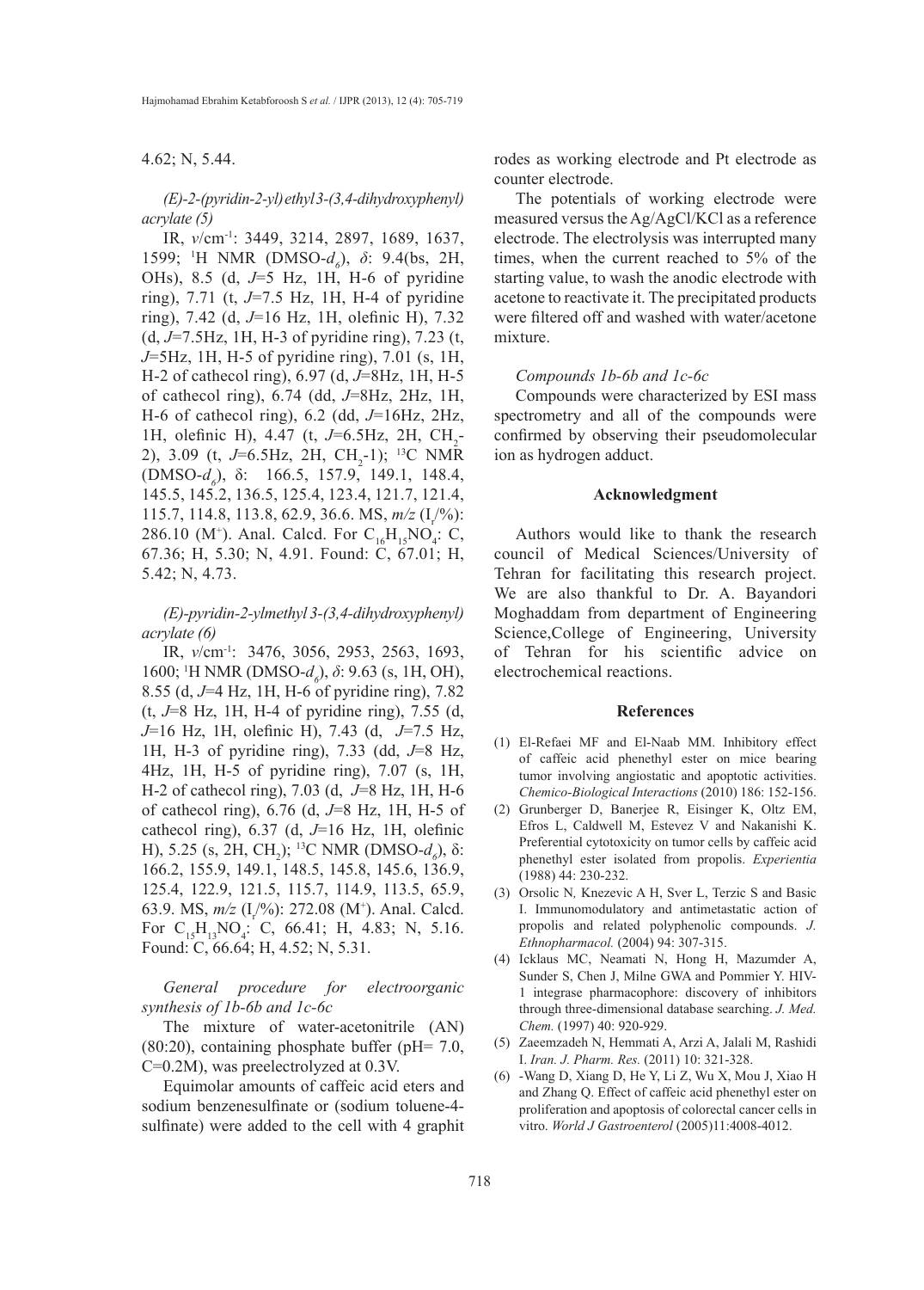4.62; N, 5.44.

*(E)-2-(pyridin-2-yl)ethyl 3-(3,4-dihydroxyphenyl) acrylate (5)*

IR, $\nu$/cm$^{-1}$: 3449, 3214, 2897, 1689, 1637, 1599; $^1$H NMR (DMSO-$d_6$), $\delta$: 9.4(bs, 2H, OHs), 8.5 (d, $J$=5 Hz, 1H, H-6 of pyridine ring), 7.71 (t, $J$=7.5 Hz, 1H, H-4 of pyridine ring), 7.42 (d, $J$=16 Hz, 1H, olefinic H), 7.32 (d, $J$=7.5Hz, 1H, H-3 of pyridine ring), 7.23 (t, $J$=5Hz, 1H, H-5 of pyridine ring), 7.01 (s, 1H, H-2 of cathecol ring), 6.97 (d, $J$=8Hz, 1H, H-5 of cathecol ring), 6.74 (dd, $J$=8Hz, 2Hz, 1H, H-6 of cathecol ring), 6.2 (dd, $J$=16Hz, 2Hz, 1H, olefinic H), 4.47 (t, $J$=6.5Hz, 2H, $CH_2$-2), 3.09 (t, $J$=6.5Hz, 2H, $CH_2$-1); $^{13}$C NMR (DMSO-$d_6$), δ: 166.5, 157.9, 149.1, 148.4, 145.5, 145.2, 136.5, 125.4, 123.4, 121.7, 121.4, 115.7, 114.8, 113.8, 62.9, 36.6. MS, $m/z$ ($I_r$/%): 286.10 ($M^+$). Anal. Calcd. For $C_{16}H_{15}NO_4$: C, 67.36; H, 5.30; N, 4.91. Found: C, 67.01; H, 5.42; N, 4.73.

*(E)-pyridin-2-ylmethyl 3-(3,4-dihydroxyphenyl) acrylate (6)*

IR, $\nu$/cm$^{-1}$: 3476, 3056, 2953, 2563, 1693, 1600; $^1$H NMR (DMSO-$d_6$), $\delta$: 9.63 (s, 1H, OH), 8.55 (d, $J$=4 Hz, 1H, H-6 of pyridine ring), 7.82 (t, $J$=8 Hz, 1H, H-4 of pyridine ring), 7.55 (d, $J$=16 Hz, 1H, olefinic H), 7.43 (d, $J$=7.5 Hz, 1H, H-3 of pyridine ring), 7.33 (dd, $J$=8 Hz, 4Hz, 1H, H-5 of pyridine ring), 7.07 (s, 1H, H-2 of cathecol ring), 7.03 (d, $J$=8 Hz, 1H, H-6 of cathecol ring), 6.76 (d, $J$=8 Hz, 1H, H-5 of cathecol ring), 6.37 (d, $J$=16 Hz, 1H, olefinic H), 5.25 (s, 2H, $CH_2$); $^{13}$C NMR (DMSO-$d_6$), δ: 166.2, 155.9, 149.1, 148.5, 145.8, 145.6, 136.9, 125.4, 122.9, 121.5, 115.7, 114.9, 113.5, 65.9, 63.9. MS, $m/z$ ($I_r$/%): 272.08 ($M^+$). Anal. Calcd. For $C_{15}H_{13}NO_4$: C, 66.41; H, 4.83; N, 5.16. Found: C, 66.64; H, 4.52; N, 5.31.

*General procedure for electroorganic synthesis of 1b-6b and 1c-6c*

The mixture of water-acetonitrile (AN) (80:20), containing phosphate buffer (pH= 7.0, C=0.2M), was preelectrolyzed at 0.3V.

Equimolar amounts of caffeic acid eters and sodium benzenesulfinate or (sodium toluene-4-sulfinate) were added to the cell with 4 graphit rodes as working electrode and Pt electrode as counter electrode.

The potentials of working electrode were measured versus the Ag/AgCl/KCl as a reference electrode. The electrolysis was interrupted many times, when the current reached to 5% of the starting value, to wash the anodic electrode with acetone to reactivate it. The precipitated products were filtered off and washed with water/acetone mixture.

*Compounds 1b-6b and 1c-6c*

Compounds were characterized by ESI mass spectrometry and all of the compounds were confirmed by observing their pseudomolecular ion as hydrogen adduct.

## Acknowledgment

Authors would like to thank the research council of Medical Sciences/University of Tehran for facilitating this research project. We are also thankful to Dr. A. Bayandori Moghaddam from department of Engineering Science,College of Engineering, University of Tehran for his scientific advice on electrochemical reactions.

## References

(1) El-Refaei MF and El-Naab MM. Inhibitory effect of caffeic acid phenethyl ester on mice bearing tumor involving angiostatic and apoptotic activities. *Chemico-Biological Interactions* (2010) 186: 152-156.

(2) Grunberger D, Banerjee R, Eisinger K, Oltz EM, Efros L, Caldwell M, Estevez V and Nakanishi K. Preferential cytotoxicity on tumor cells by caffeic acid phenethyl ester isolated from propolis. *Experientia* (1988) 44: 230-232.

(3) Orsolic N, Knezevic A H, Sver L, Terzic S and Basic I. Immunomodulatory and antimetastatic action of propolis and related polyphenolic compounds. *J. Ethnopharmacol.* (2004) 94: 307-315.

(4) Icklaus MC, Neamati N, Hong H, Mazumder A, Sunder S, Chen J, Milne GWA and Pommier Y. HIV-1 integrase pharmacophore: discovery of inhibitors through three-dimensional database searching. *J. Med. Chem.* (1997) 40: 920-929.

(5) Zaeemzadeh N, Hemmati A, Arzi A, Jalali M, Rashidi I. *Iran. J. Pharm. Res.* (2011) 10: 321-328.

(6) -Wang D, Xiang D, He Y, Li Z, Wu X, Mou J, Xiao H and Zhang Q. Effect of caffeic acid phenethyl ester on proliferation and apoptosis of colorectal cancer cells in vitro. *World J Gastroenterol* (2005)11:4008-4012.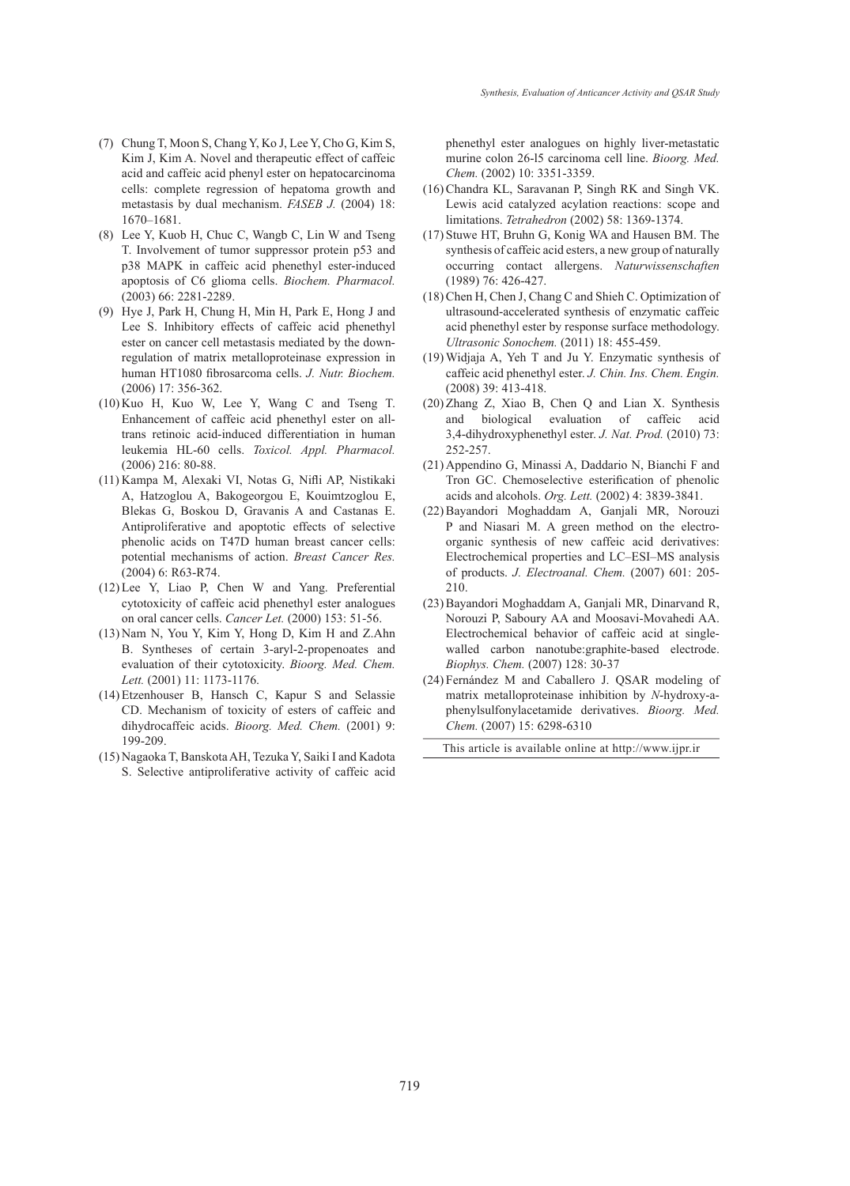(7) Chung T, Moon S, Chang Y, Ko J, Lee Y, Cho G, Kim S, Kim J, Kim A. Novel and therapeutic effect of caffeic acid and caffeic acid phenyl ester on hepatocarcinoma cells: complete regression of hepatoma growth and metastasis by dual mechanism. *FASEB J.* (2004) 18: 1670–1681.

(8) Lee Y, Kuob H, Chuc C, Wangb C, Lin W and Tseng T. Involvement of tumor suppressor protein p53 and p38 MAPK in caffeic acid phenethyl ester-induced apoptosis of C6 glioma cells. *Biochem. Pharmacol.* (2003) 66: 2281-2289.

(9) Hye J, Park H, Chung H, Min H, Park E, Hong J and Lee S. Inhibitory effects of caffeic acid phenethyl ester on cancer cell metastasis mediated by the down-regulation of matrix metalloproteinase expression in human HT1080 fibrosarcoma cells. *J. Nutr. Biochem.* (2006) 17: 356-362.

(10) Kuo H, Kuo W, Lee Y, Wang C and Tseng T. Enhancement of caffeic acid phenethyl ester on all-trans retinoic acid-induced differentiation in human leukemia HL-60 cells. *Toxicol. Appl. Pharmacol.* (2006) 216: 80-88.

(11) Kampa M, Alexaki VI, Notas G, Nifli AP, Nistikaki A, Hatzoglou A, Bakogeorgou E, Kouimtzoglou E, Blekas G, Boskou D, Gravanis A and Castanas E. Antiproliferative and apoptotic effects of selective phenolic acids on T47D human breast cancer cells: potential mechanisms of action. *Breast Cancer Res.* (2004) 6: R63-R74.

(12) Lee Y, Liao P, Chen W and Yang. Preferential cytotoxicity of caffeic acid phenethyl ester analogues on oral cancer cells. *Cancer Let.* (2000) 153: 51-56.

(13) Nam N, You Y, Kim Y, Hong D, Kim H and Z.Ahn B. Syntheses of certain 3-aryl-2-propenoates and evaluation of their cytotoxicity. *Bioorg. Med. Chem. Lett.* (2001) 11: 1173-1176.

(14) Etzenhouser B, Hansch C, Kapur S and Selassie CD. Mechanism of toxicity of esters of caffeic and dihydrocaffeic acids. *Bioorg. Med. Chem.* (2001) 9: 199-209.

(15) Nagaoka T, Banskota AH, Tezuka Y, Saiki I and Kadota S. Selective antiproliferative activity of caffeic acid phenethyl ester analogues on highly liver-metastatic murine colon 26-l5 carcinoma cell line. *Bioorg. Med. Chem.* (2002) 10: 3351-3359.

(16) Chandra KL, Saravanan P, Singh RK and Singh VK. Lewis acid catalyzed acylation reactions: scope and limitations. *Tetrahedron* (2002) 58: 1369-1374.

(17) Stuwe HT, Bruhn G, Konig WA and Hausen BM. The synthesis of caffeic acid esters, a new group of naturally occurring contact allergens. *Naturwissenschaften* (1989) 76: 426-427.

(18) Chen H, Chen J, Chang C and Shieh C. Optimization of ultrasound-accelerated synthesis of enzymatic caffeic acid phenethyl ester by response surface methodology. *Ultrasonic Sonochem.* (2011) 18: 455-459.

(19) Widjaja A, Yeh T and Ju Y. Enzymatic synthesis of caffeic acid phenethyl ester. *J. Chin. Ins. Chem. Engin.* (2008) 39: 413-418.

(20) Zhang Z, Xiao B, Chen Q and Lian X. Synthesis and biological evaluation of caffeic acid 3,4-dihydroxyphenethyl ester. *J. Nat. Prod.* (2010) 73: 252-257.

(21) Appendino G, Minassi A, Daddario N, Bianchi F and Tron GC. Chemoselective esterification of phenolic acids and alcohols. *Org. Lett.* (2002) 4: 3839-3841.

(22) Bayandori Moghaddam A, Ganjali MR, Norouzi P and Niasari M. A green method on the electro-organic synthesis of new caffeic acid derivatives: Electrochemical properties and LC–ESI–MS analysis of products. *J. Electroanal. Chem.* (2007) 601: 205-210.

(23) Bayandori Moghaddam A, Ganjali MR, Dinarvand R, Norouzi P, Saboury AA and Moosavi-Movahedi AA. Electrochemical behavior of caffeic acid at single-walled carbon nanotube:graphite-based electrode. *Biophys. Chem.* (2007) 128: 30-37

(24) Fernández M and Caballero J. QSAR modeling of matrix metalloproteinase inhibition by *N*-hydroxy-a-phenylsulfonylacetamide derivatives. *Bioorg. Med. Chem.* (2007) 15: 6298-6310

This article is available online at http://www.ijpr.ir